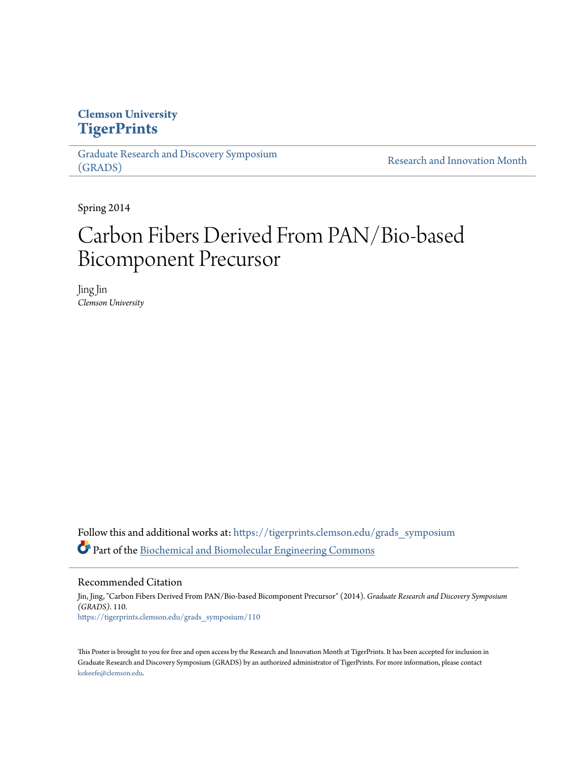Clemson University
**TigerPrints**

Graduate Research and Discovery Symposium (GRADS)

Research and Innovation Month

Spring 2014

# Carbon Fibers Derived From PAN/Bio-based Bicomponent Precursor

Jing Jin
*Clemson University*

Follow this and additional works at: https://tigerprints.clemson.edu/grads_symposium

Part of the Biochemical and Biomolecular Engineering Commons

## Recommended Citation

Jin, Jing, "Carbon Fibers Derived From PAN/Bio-based Bicomponent Precursor" (2014). *Graduate Research and Discovery Symposium (GRADS)*. 110.
https://tigerprints.clemson.edu/grads_symposium/110

This Poster is brought to you for free and open access by the Research and Innovation Month at TigerPrints. It has been accepted for inclusion in Graduate Research and Discovery Symposium (GRADS) by an authorized administrator of TigerPrints. For more information, please contact kokeefe@clemson.edu.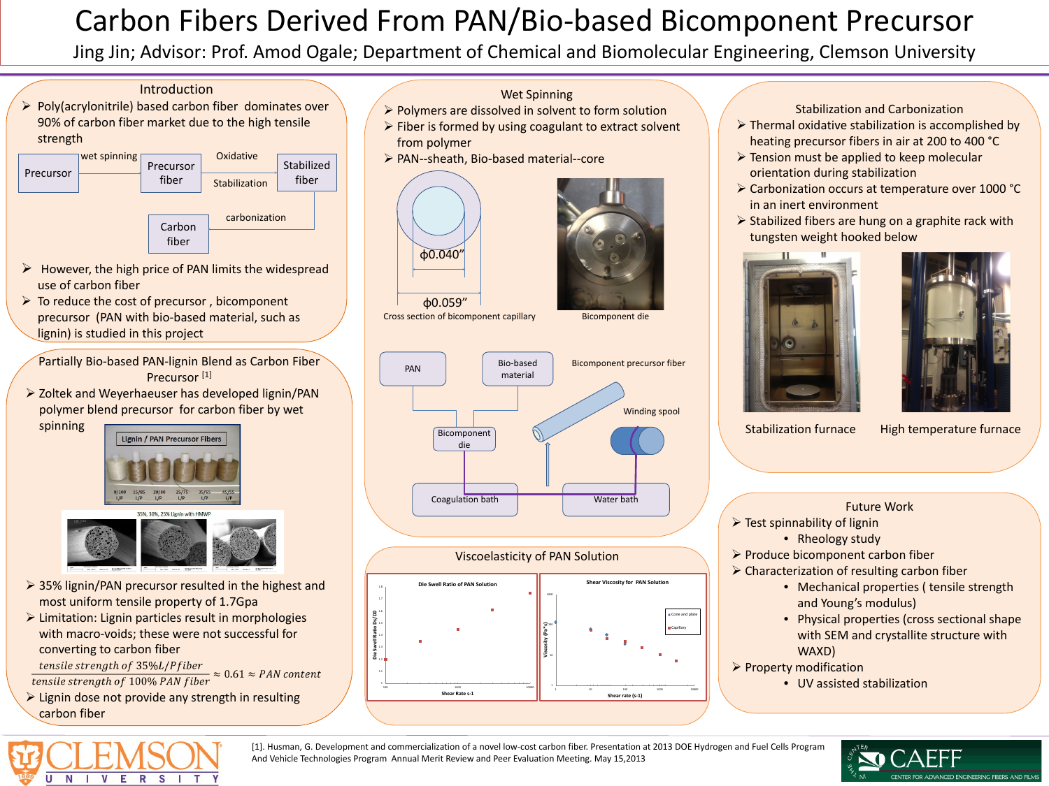# Carbon Fibers Derived From PAN/Bio-based Bicomponent Precursor

Jing Jin; Advisor: Prof. Amod Ogale; Department of Chemical and Biomolecular Engineering, Clemson University

## Introduction

- Poly(acrylonitrile) based carbon fiber dominates over 90% of carbon fiber market due to the high tensile strength

Precursor → wet spinning → Precursor fiber → Oxidative Stabilization → Stabilized fiber → carbonization → Carbon fiber

- However, the high price of PAN limits the widespread use of carbon fiber
- To reduce the cost of precursor , bicomponent precursor (PAN with bio-based material, such as lignin) is studied in this project

## Partially Bio-based PAN-lignin Blend as Carbon Fiber Precursor [1]

- Zoltek and Weyerhaeuser has developed lignin/PAN polymer blend precursor for carbon fiber by wet spinning

Lignin / PAN Precursor Fibers

0/100 L/P, 15/85 L/P, 20/80 L/P, 25/75 L/P, 35/65 L/P, 45/55 L/P

35%, 30%, 25% Lignin with HMWP

- 35% lignin/PAN precursor resulted in the highest and most uniform tensile property of 1.7Gpa
- Limitation: Lignin particles result in morphologies with macro-voids; these were not successful for converting to carbon fiber

$$\frac{tensile\ strength\ of\ 35\%L/P\ fiber}{tensile\ strength\ of\ 100\%\ PAN\ fiber} \approx 0.61 \approx PAN\ content$$

- Lignin dose not provide any strength in resulting carbon fiber

## Wet Spinning

- Polymers are dissolved in solvent to form solution
- Fiber is formed by using coagulant to extract solvent from polymer
- PAN--sheath, Bio-based material--core

ϕ0.040”

ϕ0.059”

Cross section of bicomponent capillary

Bicomponent die

PAN, Bio-based material, Bicomponent die, Bicomponent precursor fiber, Winding spool, Coagulation bath, Water bath

## Viscoelasticity of PAN Solution

Die Swell Ratio of PAN Solution

Die Swell Ratio D/D0

Shear Rate s-1

Shear Viscosity for PAN Solution

Viscosity (Pa*s)

Shear rate (s-1)

Cone and plate

Capillary

## Stabilization and Carbonization

- Thermal oxidative stabilization is accomplished by heating precursor fibers in air at 200 to 400 °C
- Tension must be applied to keep molecular orientation during stabilization
- Carbonization occurs at temperature over 1000 °C in an inert environment
- Stabilized fibers are hung on a graphite rack with tungsten weight hooked below

Stabilization furnace

High temperature furnace

## Future Work

- Test spinnability of lignin
  - Rheology study
- Produce bicomponent carbon fiber
- Characterization of resulting carbon fiber
  - Mechanical properties ( tensile strength and Young’s modulus)
  - Physical properties (cross sectional shape with SEM and crystallite structure with WAXD)
- Property modification
  - UV assisted stabilization

[1]. Husman, G. Development and commercialization of a novel low-cost carbon fiber. Presentation at 2013 DOE Hydrogen and Fuel Cells Program And Vehicle Technologies Program Annual Merit Review and Peer Evaluation Meeting. May 15,2013

CLEMSON UNIVERSITY

CAEFF CENTER FOR ADVANCED ENGINEERING FIBERS AND FILMS